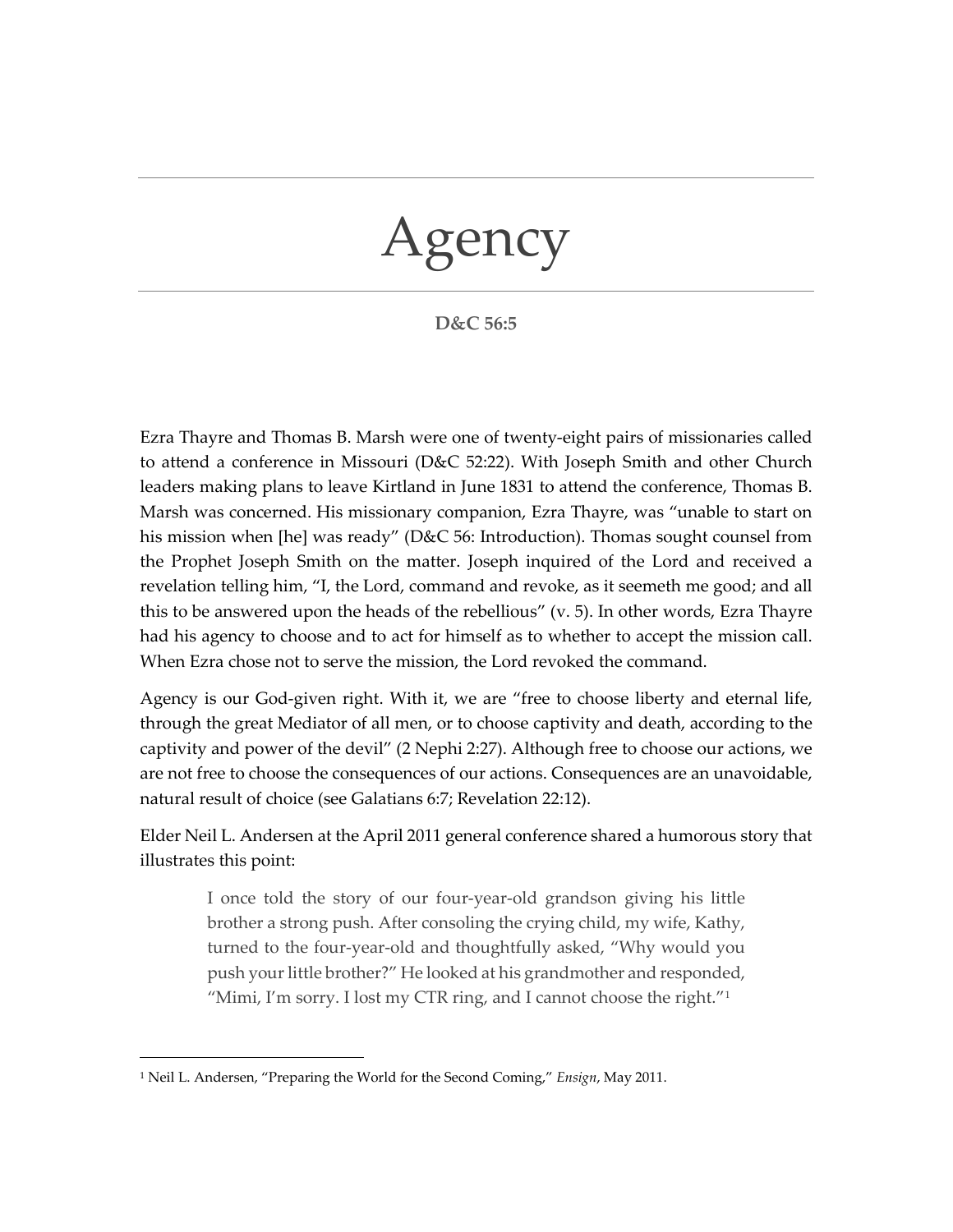# Agency

**D&C 56:5**

Ezra Thayre and Thomas B. Marsh were one of twenty-eight pairs of missionaries called to attend a conference in Missouri (D&C 52:22). With Joseph Smith and other Church leaders making plans to leave Kirtland in June 1831 to attend the conference, Thomas B. Marsh was concerned. His missionary companion, Ezra Thayre, was "unable to start on his mission when [he] was ready" (D&C 56: Introduction). Thomas sought counsel from the Prophet Joseph Smith on the matter. Joseph inquired of the Lord and received a revelation telling him, "I, the Lord, command and revoke, as it seemeth me good; and all this to be answered upon the heads of the rebellious" (v. 5). In other words, Ezra Thayre had his agency to choose and to act for himself as to whether to accept the mission call. When Ezra chose not to serve the mission, the Lord revoked the command.

Agency is our God-given right. With it, we are "free to choose liberty and eternal life, through the great Mediator of all men, or to choose captivity and death, according to the captivity and power of the devil" (2 Nephi 2:27). Although free to choose our actions, we are not free to choose the consequences of our actions. Consequences are an unavoidable, natural result of choice (see Galatians 6:7; Revelation 22:12).

Elder Neil L. Andersen at the April 2011 general conference shared a humorous story that illustrates this point:

> I once told the story of our four-year-old grandson giving his little brother a strong push. After consoling the crying child, my wife, Kathy, turned to the four-year-old and thoughtfully asked, "Why would you push your little brother?" He looked at his grandmother and responded, "Mimi, I'm sorry. I lost my CTR ring, and I cannot choose the right."[1]

---

[1] Neil L. Andersen, "Preparing the World for the Second Coming," *Ensign*, May 2011.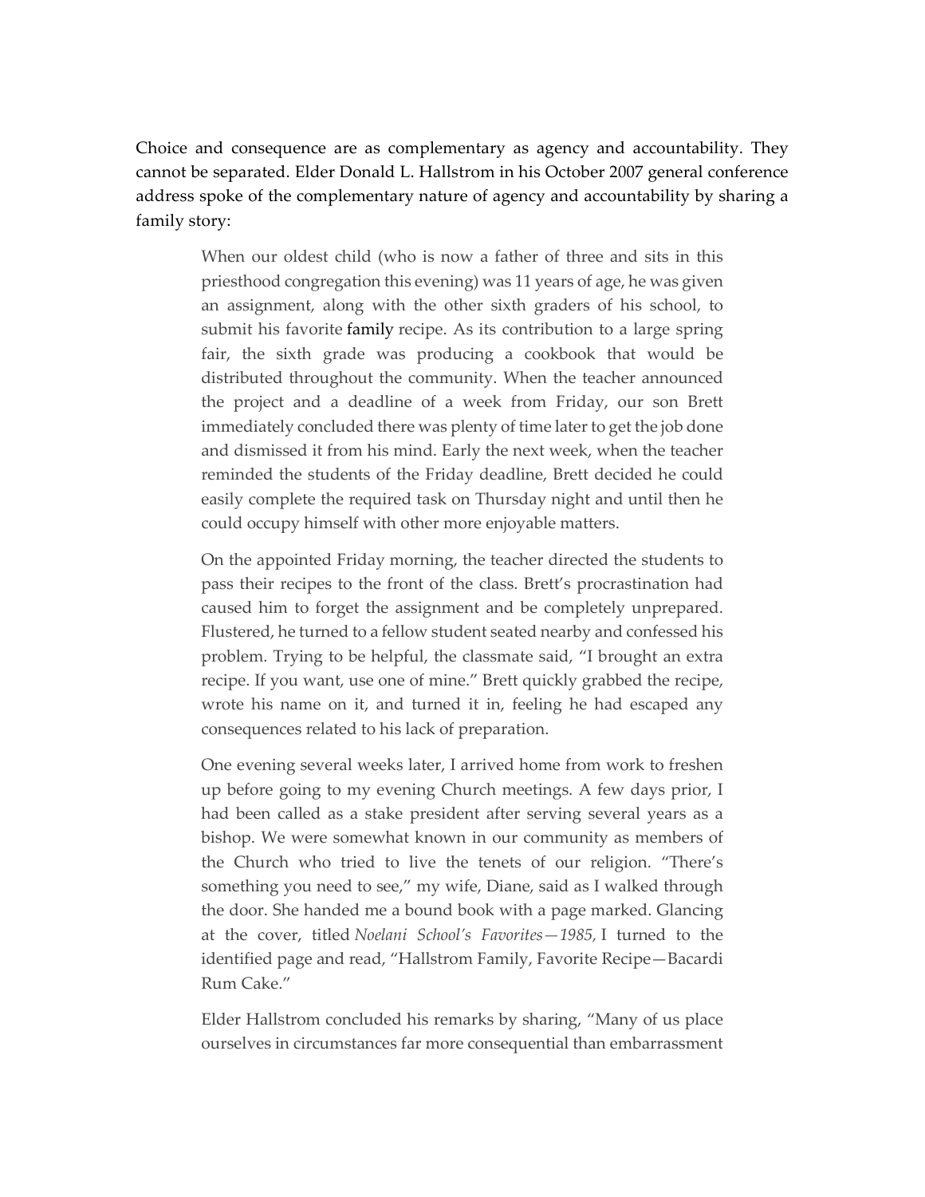Choice and consequence are as complementary as agency and accountability. They cannot be separated. Elder Donald L. Hallstrom in his October 2007 general conference address spoke of the complementary nature of agency and accountability by sharing a family story:

> When our oldest child (who is now a father of three and sits in this priesthood congregation this evening) was 11 years of age, he was given an assignment, along with the other sixth graders of his school, to submit his favorite family recipe. As its contribution to a large spring fair, the sixth grade was producing a cookbook that would be distributed throughout the community. When the teacher announced the project and a deadline of a week from Friday, our son Brett immediately concluded there was plenty of time later to get the job done and dismissed it from his mind. Early the next week, when the teacher reminded the students of the Friday deadline, Brett decided he could easily complete the required task on Thursday night and until then he could occupy himself with other more enjoyable matters.
>
> On the appointed Friday morning, the teacher directed the students to pass their recipes to the front of the class. Brett's procrastination had caused him to forget the assignment and be completely unprepared. Flustered, he turned to a fellow student seated nearby and confessed his problem. Trying to be helpful, the classmate said, "I brought an extra recipe. If you want, use one of mine." Brett quickly grabbed the recipe, wrote his name on it, and turned it in, feeling he had escaped any consequences related to his lack of preparation.
>
> One evening several weeks later, I arrived home from work to freshen up before going to my evening Church meetings. A few days prior, I had been called as a stake president after serving several years as a bishop. We were somewhat known in our community as members of the Church who tried to live the tenets of our religion. "There's something you need to see," my wife, Diane, said as I walked through the door. She handed me a bound book with a page marked. Glancing at the cover, titled *Noelani School's Favorites—1985,* I turned to the identified page and read, "Hallstrom Family, Favorite Recipe—Bacardi Rum Cake."
>
> Elder Hallstrom concluded his remarks by sharing, "Many of us place ourselves in circumstances far more consequential than embarrassment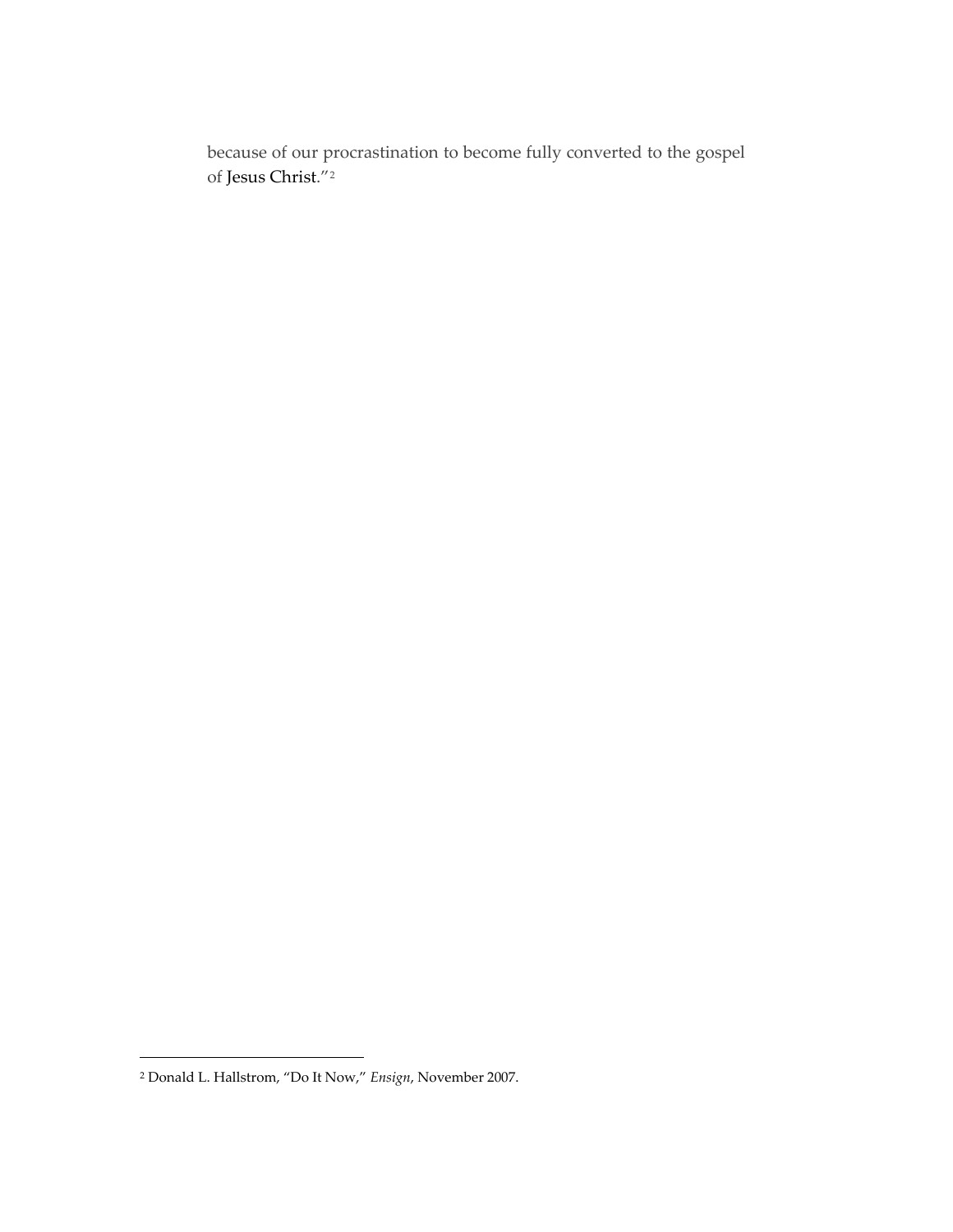because of our procrastination to become fully converted to the gospel of Jesus Christ."[2]

---

[2] Donald L. Hallstrom, "Do It Now," *Ensign*, November 2007.